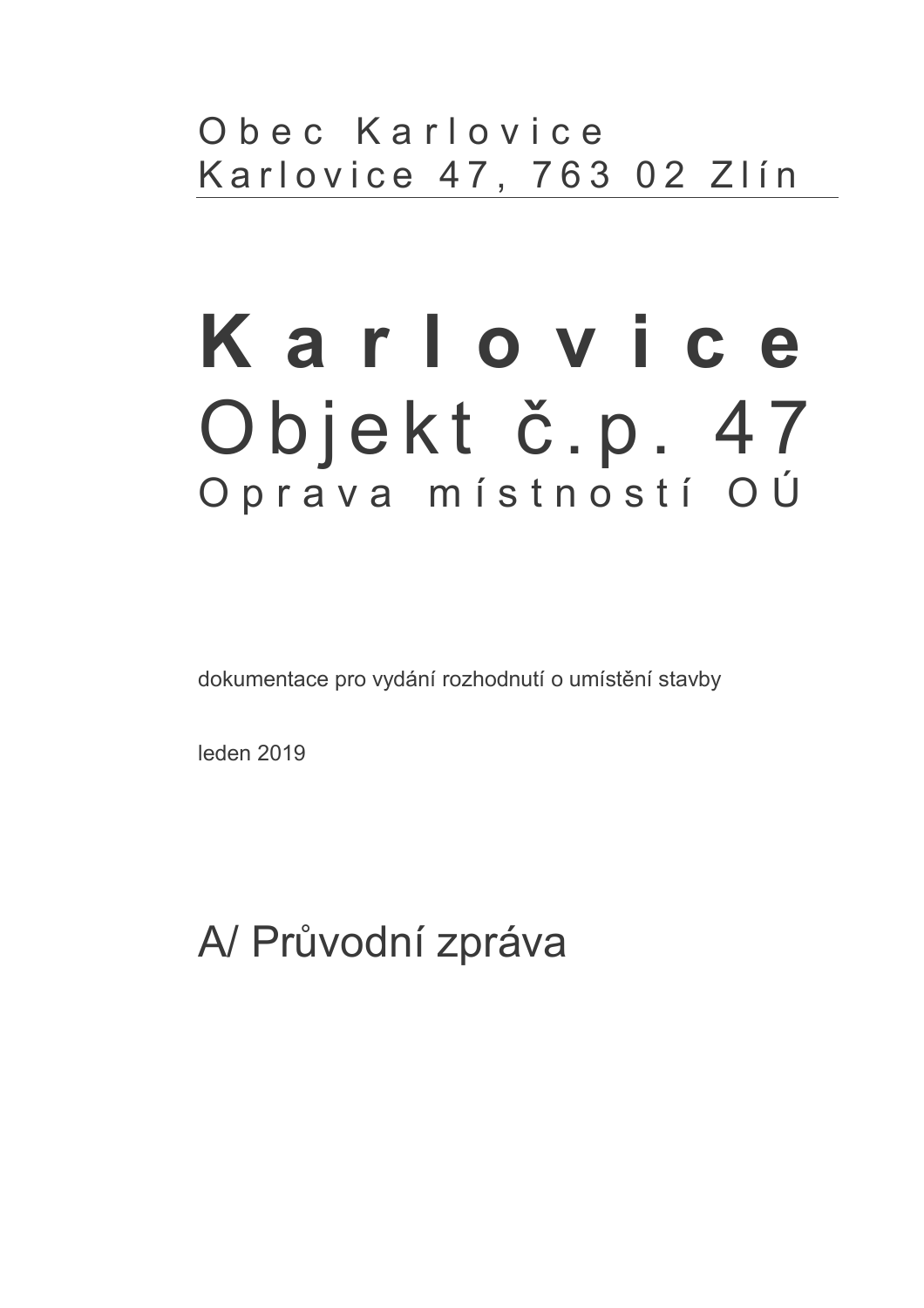Obec Karlovice
Karlovice 47, 763 02 Zlín

# Karlovice
# Objekt č.p. 47
## Oprava místností OÚ

dokumentace pro vydání rozhodnutí o umístění stavby

leden 2019

# A/ Průvodní zpráva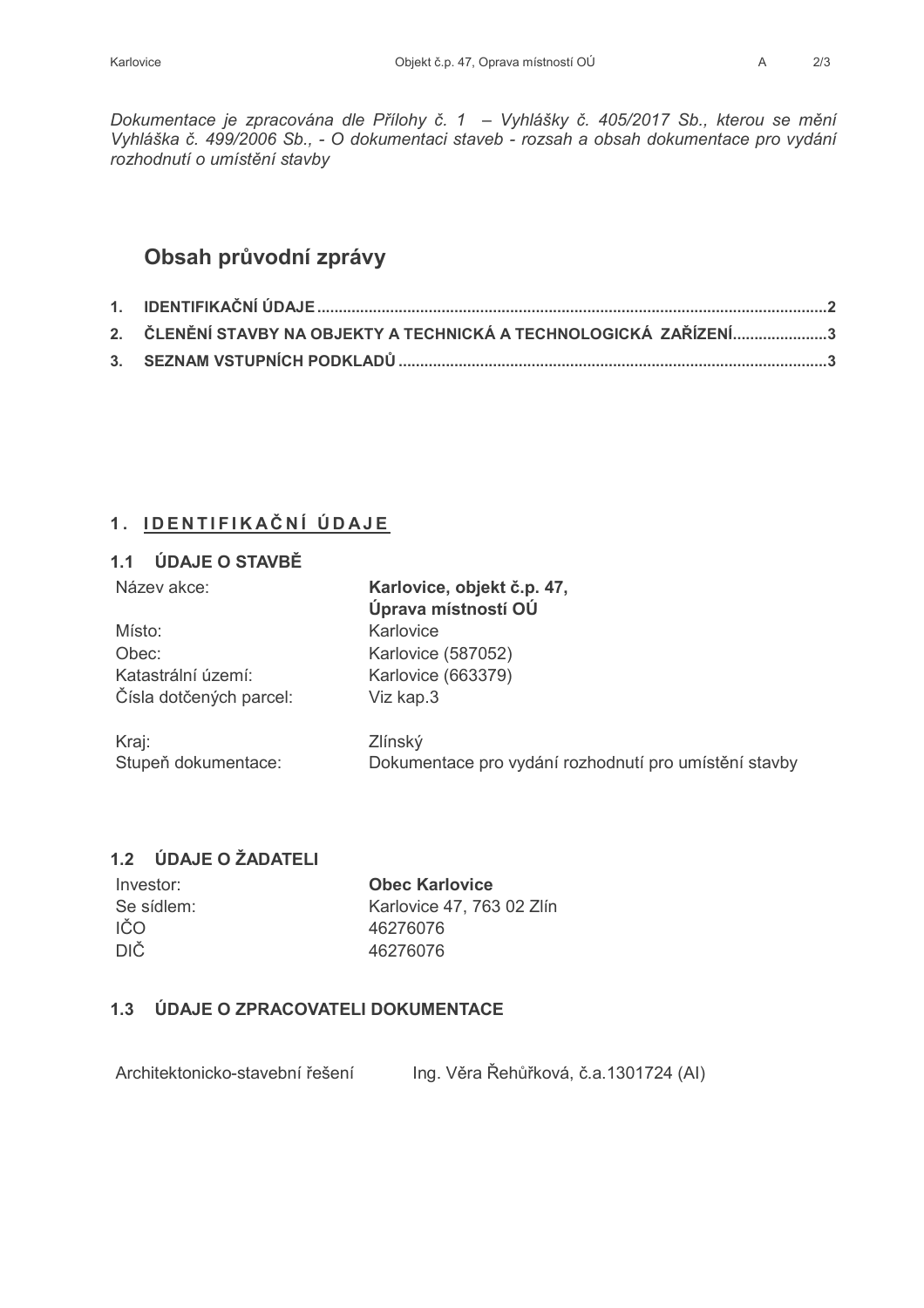*Dokumentace je zpracována dle Přílohy č. 1 – Vyhlášky č. 405/2017 Sb., kterou se mění Vyhláška č. 499/2006 Sb., - O dokumentaci staveb - rozsah a obsah dokumentace pro vydání rozhodnutí o umístění stavby*

## Obsah průvodní zprávy

1. IDENTIFIKAČNÍ ÚDAJE ..................................................2
2. ČLENĚNÍ STAVBY NA OBJEKTY A TECHNICKÁ A TECHNOLOGICKÁ ZAŘÍZENÍ......................3
3. SEZNAM VSTUPNÍCH PODKLADŮ ..................................................3

## 1. IDENTIFIKAČNÍ ÚDAJE

### 1.1 ÚDAJE O STAVBĚ

| | |
|---|---|
| Název akce: | **Karlovice, objekt č.p. 47, Úprava místností OÚ** |
| Místo: | Karlovice |
| Obec: | Karlovice (587052) |
| Katastrální území: | Karlovice (663379) |
| Čísla dotčených parcel: | Viz kap.3 |
| Kraj: | Zlínský |
| Stupeň dokumentace: | Dokumentace pro vydání rozhodnutí pro umístění stavby |

### 1.2 ÚDAJE O ŽADATELI

| | |
|---|---|
| Investor: | **Obec Karlovice** |
| Se sídlem: | Karlovice 47, 763 02 Zlín |
| IČO | 46276076 |
| DIČ | 46276076 |

### 1.3 ÚDAJE O ZPRACOVATELI DOKUMENTACE

Architektonicko-stavební řešení Ing. Věra Řehůřková, č.a.1301724 (AI)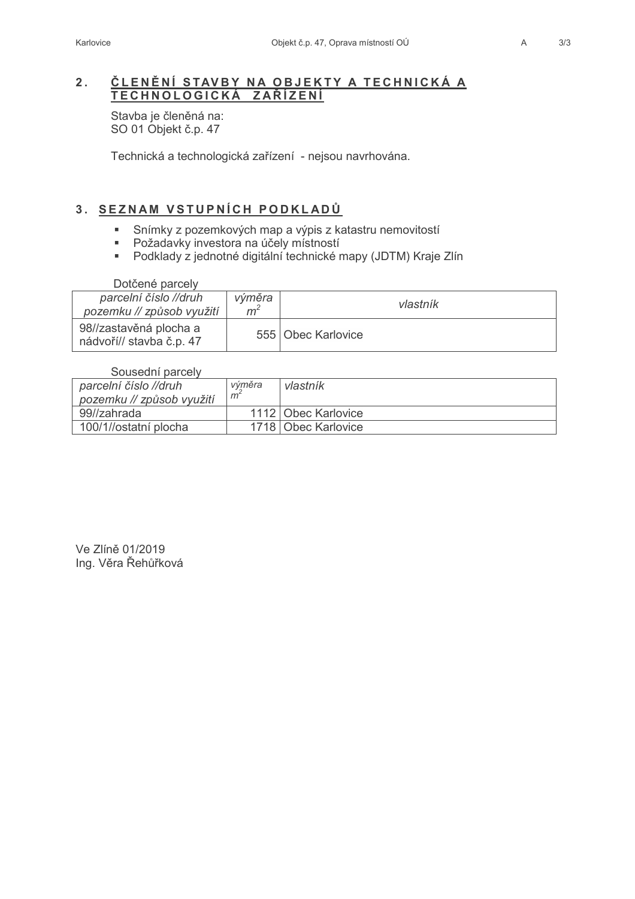## 2. ČLENĚNÍ STAVBY NA OBJEKTY A TECHNICKÁ A TECHNOLOGICKÁ ZAŘÍZENÍ

Stavba je členěná na:
SO 01 Objekt č.p. 47

Technická a technologická zařízení - nejsou navrhována.

## 3. SEZNAM VSTUPNÍCH PODKLADŮ

- Snímky z pozemkových map a výpis z katastru nemovitostí
- Požadavky investora na účely místností
- Podklady z jednotné digitální technické mapy (JDTM) Kraje Zlín

Dotčené parcely

| *parcelní číslo //druh pozemku // způsob využití* | *výměra $m^2$* | *vlastník* |
|---|---|---|
| 98//zastavěná plocha a nádvoří// stavba č.p. 47 | 555 | Obec Karlovice |

Sousední parcely

| *parcelní číslo //druh pozemku // způsob využití* | *výměra $m^2$* | *vlastník* |
|---|---|---|
| 99//zahrada | 1112 | Obec Karlovice |
| 100/1//ostatní plocha | 1718 | Obec Karlovice |

Ve Zlíně 01/2019
Ing. Věra Řehůřková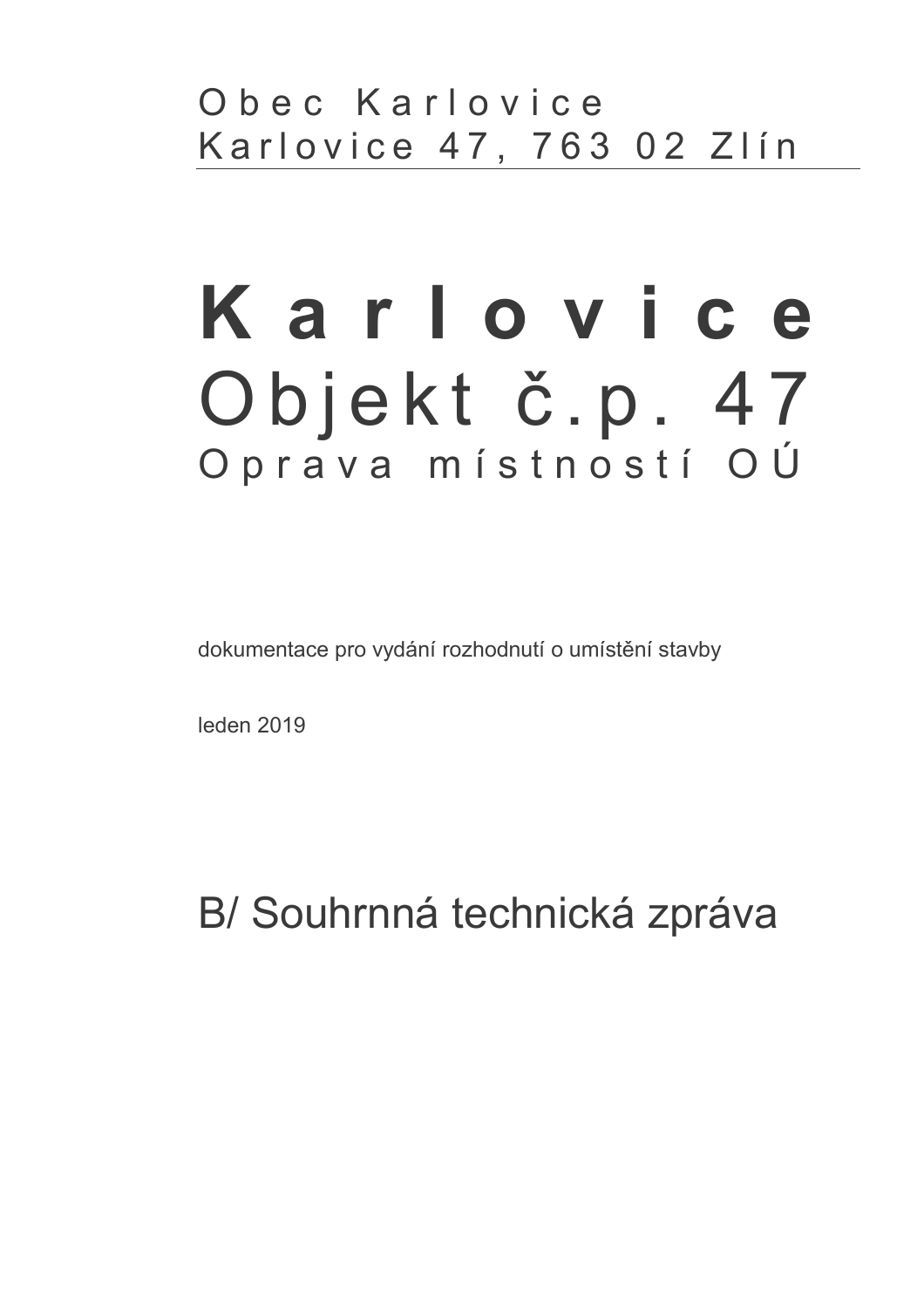Obec Karlovice
Karlovice 47, 763 02 Zlín

# Karlovice

## Objekt č.p. 47

### Oprava místností OÚ

dokumentace pro vydání rozhodnutí o umístění stavby

leden 2019

## B/ Souhrnná technická zpráva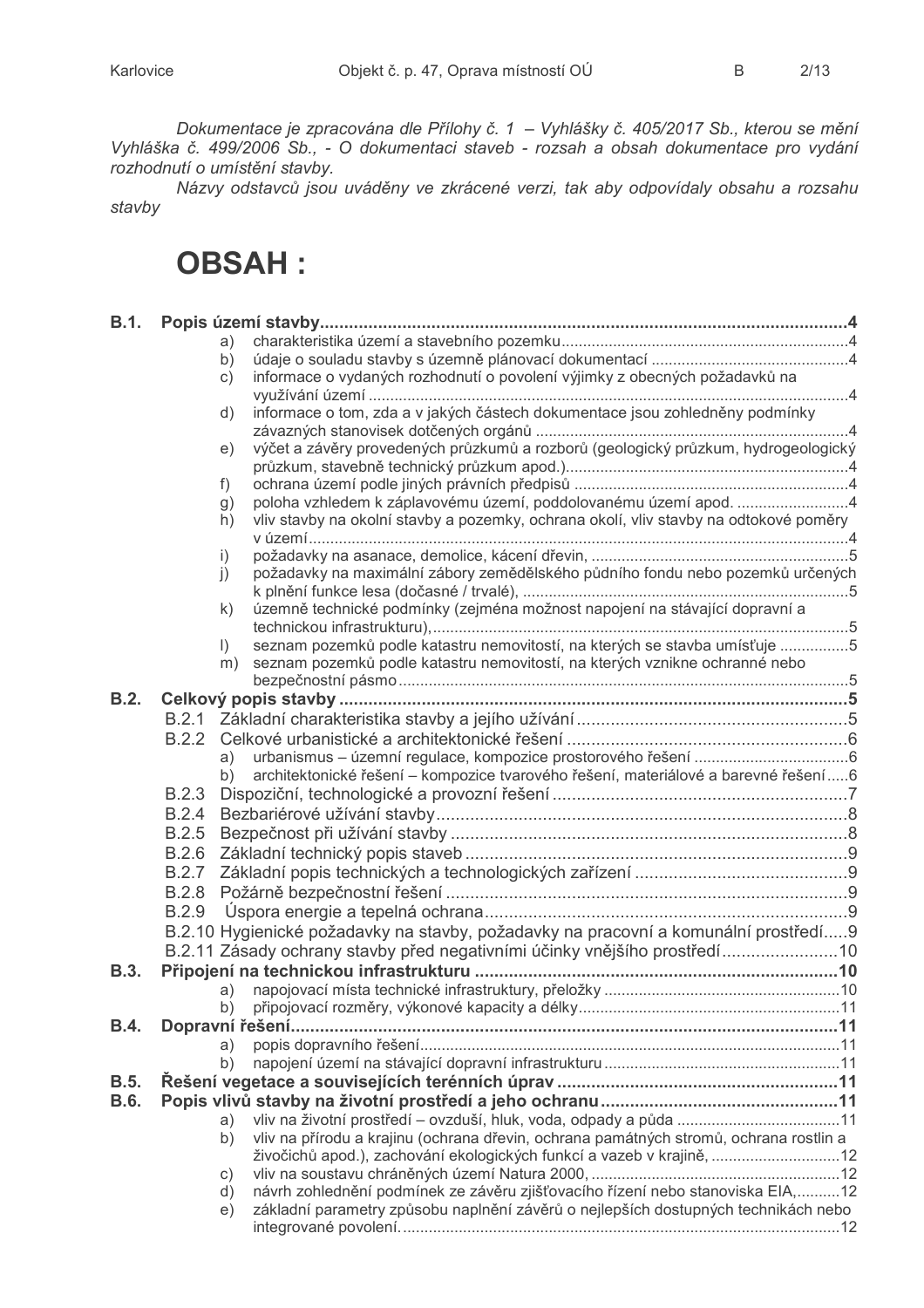*Dokumentace je zpracována dle Přílohy č. 1 – Vyhlášky č. 405/2017 Sb., kterou se mění Vyhláška č. 499/2006 Sb., - O dokumentaci staveb - rozsah a obsah dokumentace pro vydání rozhodnutí o umístění stavby.*

*Názvy odstavců jsou uváděny ve zkrácené verzi, tak aby odpovídaly obsahu a rozsahu stavby*

# OBSAH :

**B.1. Popis území stavby....................4**
- a) charakteristika území a stavebního pozemku....................4
- b) údaje o souladu stavby s územně plánovací dokumentací....................4
- c) informace o vydaných rozhodnutí o povolení výjimky z obecných požadavků na využívání území....................4
- d) informace o tom, zda a v jakých částech dokumentace jsou zohledněny podmínky závazných stanovisek dotčených orgánů....................4
- e) výčet a závěry provedených průzkumů a rozborů (geologický průzkum, hydrogeologický průzkum, stavebně technický průzkum apod.)....................4
- f) ochrana území podle jiných právních předpisů....................4
- g) poloha vzhledem k záplavovému území, poddolovanému území apod.....................4
- h) vliv stavby na okolní stavby a pozemky, ochrana okolí, vliv stavby na odtokové poměry v území....................4
- i) požadavky na asanace, demolice, kácení dřevin,....................5
- j) požadavky na maximální zábory zemědělského půdního fondu nebo pozemků určených k plnění funkce lesa (dočasné / trvalé),....................5
- k) územně technické podmínky (zejména možnost napojení na stávající dopravní a technickou infrastrukturu),....................5
- l) seznam pozemků podle katastru nemovitostí, na kterých se stavba umísťuje....................5
- m) seznam pozemků podle katastru nemovitostí, na kterých vznikne ochranné nebo bezpečnostní pásmo....................5

**B.2. Celkový popis stavby....................5**
- B.2.1 Základní charakteristika stavby a jejího užívání....................5
- B.2.2 Celkové urbanistické a architektonické řešení....................6
  - a) urbanismus – územní regulace, kompozice prostorového řešení....................6
  - b) architektonické řešení – kompozice tvarového řešení, materiálové a barevné řešení.....6
- B.2.3 Dispoziční, technologické a provozní řešení....................7
- B.2.4 Bezbariérové užívání stavby....................8
- B.2.5 Bezpečnost při užívání stavby....................8
- B.2.6 Základní technický popis staveb....................9
- B.2.7 Základní popis technických a technologických zařízení....................9
- B.2.8 Požárně bezpečnostní řešení....................9
- B.2.9 Úspora energie a tepelná ochrana....................9
- B.2.10 Hygienické požadavky na stavby, požadavky na pracovní a komunální prostředí.....9
- B.2.11 Zásady ochrany stavby před negativními účinky vnějšího prostředí....................10

**B.3. Připojení na technickou infrastrukturu....................10**
- a) napojovací místa technické infrastruktury, přeložky....................10
- b) připojovací rozměry, výkonové kapacity a délky....................11

**B.4. Dopravní řešení....................11**
- a) popis dopravního řešení....................11
- b) napojení území na stávající dopravní infrastrukturu....................11

**B.5. Řešení vegetace a souvisejících terénních úprav....................11**

**B.6. Popis vlivů stavby na životní prostředí a jeho ochranu....................11**
- a) vliv na životní prostředí – ovzduší, hluk, voda, odpady a půda....................11
- b) vliv na přírodu a krajinu (ochrana dřevin, ochrana památných stromů, ochrana rostlin a živočichů apod.), zachování ekologických funkcí a vazeb v krajině,....................12
- c) vliv na soustavu chráněných území Natura 2000,....................12
- d) návrh zohlednění podmínek ze závěru zjišťovacího řízení nebo stanoviska EIA,..........12
- e) základní parametry způsobu naplnění závěrů o nejlepších dostupných technikách nebo integrované povolení....................12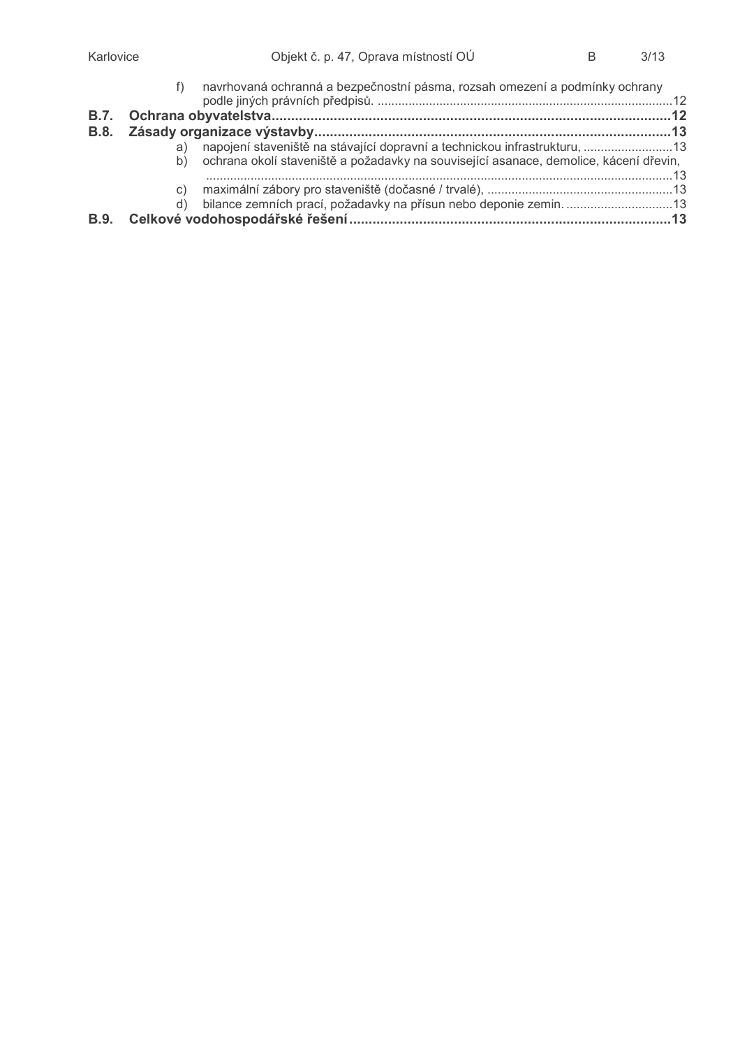f) navrhovaná ochranná a bezpečnostní pásma, rozsah omezení a podmínky ochrany podle jiných právních předpisů. ..................................................................................12

**B.7. Ochrana obyvatelstva......................................................................................................12**

**B.8. Zásady organizace výstavby...........................................................................................13**

a) napojení staveniště na stávající dopravní a technickou infrastrukturu, .........................13

b) ochrana okolí staveniště a požadavky na související asanace, demolice, kácení dřevin, ......................................................................................................................................13

c) maximální zábory pro staveniště (dočasné / trvalé), .....................................................13

d) bilance zemních prací, požadavky na přísun nebo deponie zemin. ...............................13

**B.9. Celkové vodohospodářské řešení...................................................................................13**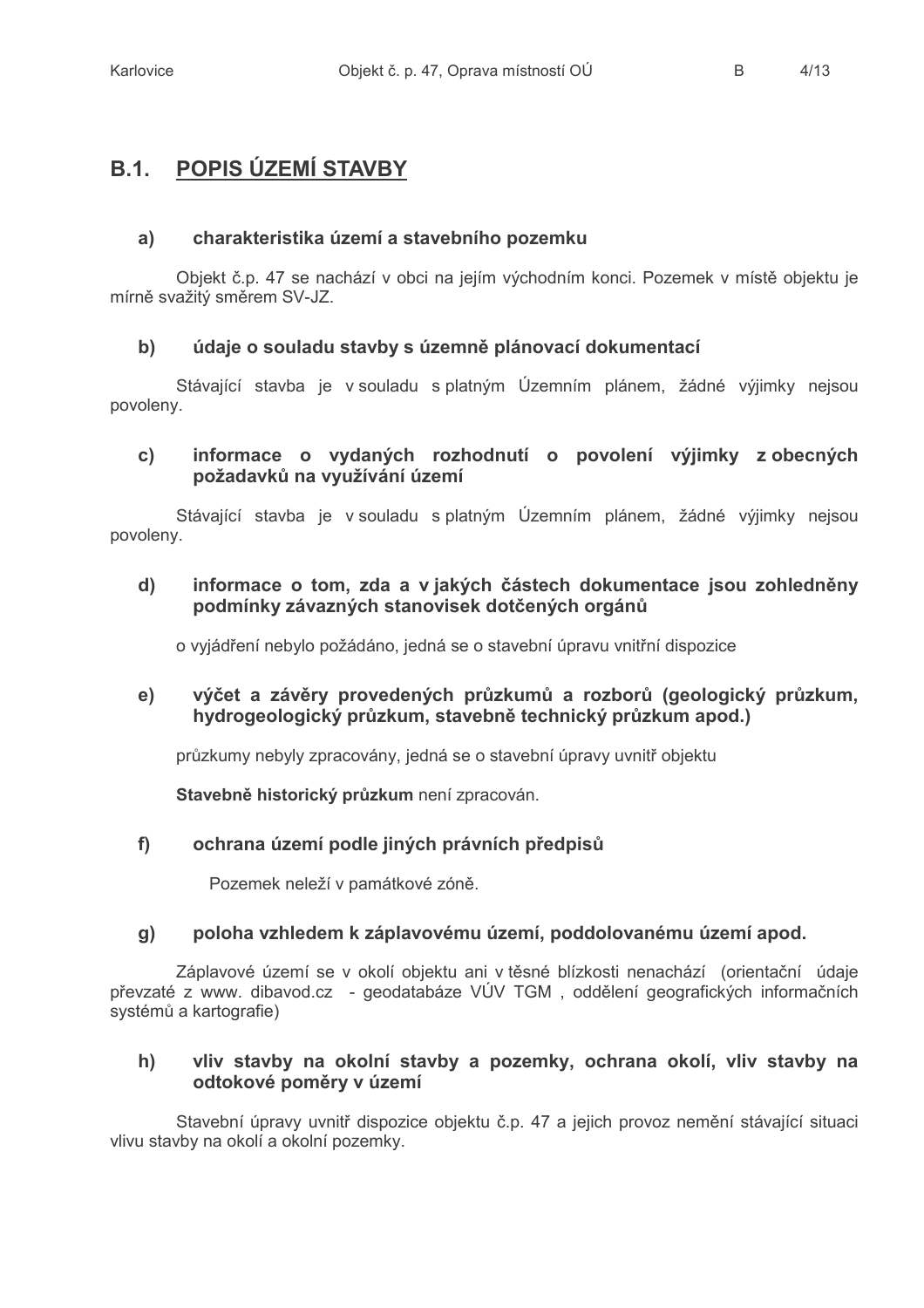# B.1. POPIS ÚZEMÍ STAVBY

### a) charakteristika území a stavebního pozemku

Objekt č.p. 47 se nachází v obci na jejím východním konci. Pozemek v místě objektu je mírně svažitý směrem SV-JZ.

### b) údaje o souladu stavby s územně plánovací dokumentací

Stávající stavba je v souladu s platným Územním plánem, žádné výjimky nejsou povoleny.

### c) informace o vydaných rozhodnutí o povolení výjimky z obecných požadavků na využívání území

Stávající stavba je v souladu s platným Územním plánem, žádné výjimky nejsou povoleny.

### d) informace o tom, zda a v jakých částech dokumentace jsou zohledněny podmínky závazných stanovisek dotčených orgánů

o vyjádření nebylo požádáno, jedná se o stavební úpravu vnitřní dispozice

### e) výčet a závěry provedených průzkumů a rozborů (geologický průzkum, hydrogeologický průzkum, stavebně technický průzkum apod.)

průzkumy nebyly zpracovány, jedná se o stavební úpravy uvnitř objektu

**Stavebně historický průzkum** není zpracován.

### f) ochrana území podle jiných právních předpisů

Pozemek neleží v památkové zóně.

### g) poloha vzhledem k záplavovému území, poddolovanému území apod.

Záplavové území se v okolí objektu ani v těsné blízkosti nenachází (orientační údaje převzaté z www. dibavod.cz - geodatabáze VÚV TGM , oddělení geografických informačních systémů a kartografie)

### h) vliv stavby na okolní stavby a pozemky, ochrana okolí, vliv stavby na odtokové poměry v území

Stavební úpravy uvnitř dispozice objektu č.p. 47 a jejich provoz nemění stávající situaci vlivu stavby na okolí a okolní pozemky.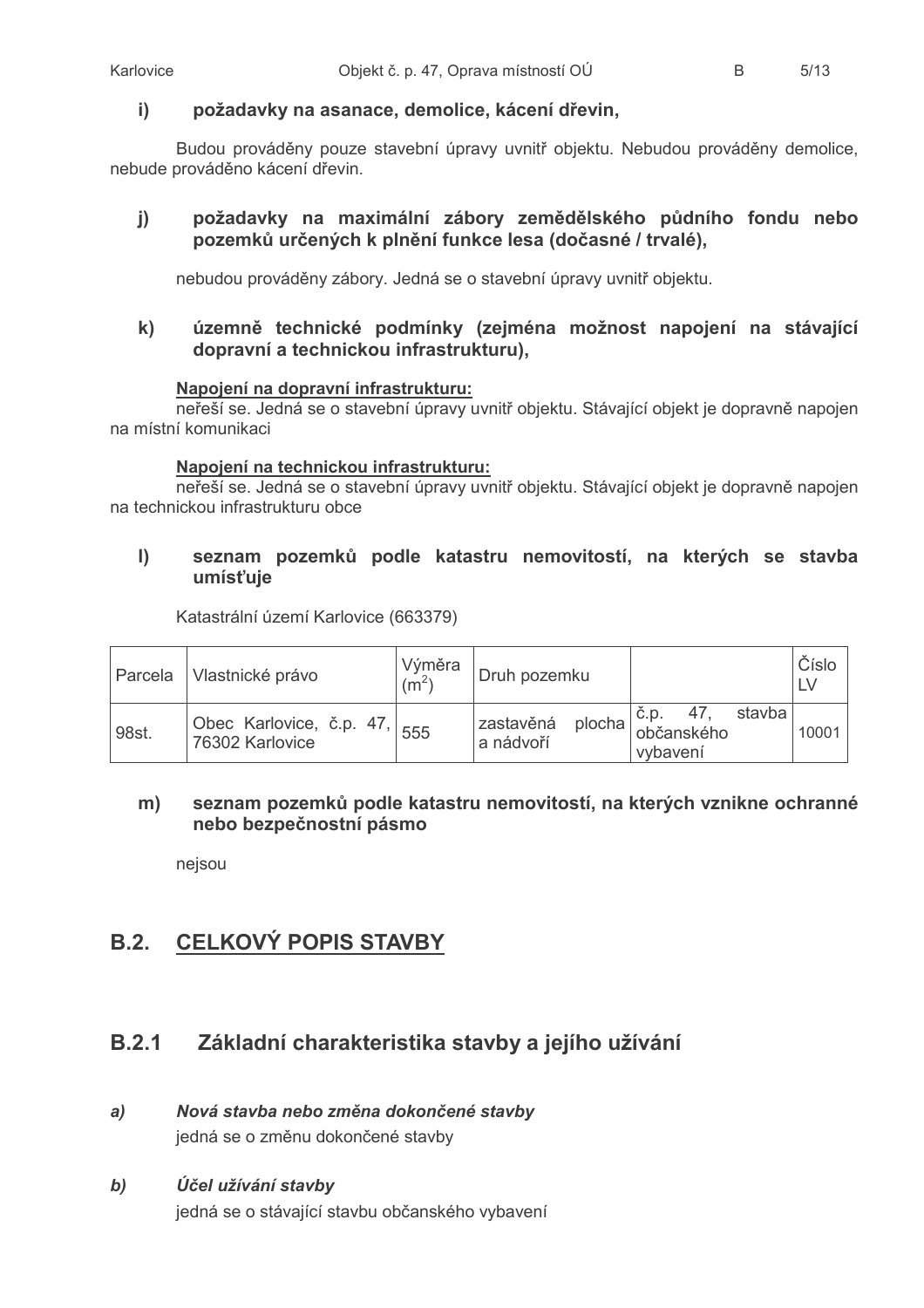**i) požadavky na asanace, demolice, kácení dřevin,**

Budou prováděny pouze stavební úpravy uvnitř objektu. Nebudou prováděny demolice, nebude prováděno kácení dřevin.

**j) požadavky na maximální zábory zemědělského půdního fondu nebo pozemků určených k plnění funkce lesa (dočasné / trvalé),**

nebudou prováděny zábory. Jedná se o stavební úpravy uvnitř objektu.

**k) územně technické podmínky (zejména možnost napojení na stávající dopravní a technickou infrastrukturu),**

**Napojení na dopravní infrastrukturu:**

neřeší se. Jedná se o stavební úpravy uvnitř objektu. Stávající objekt je dopravně napojen na místní komunikaci

**Napojení na technickou infrastrukturu:**

neřeší se. Jedná se o stavební úpravy uvnitř objektu. Stávající objekt je dopravně napojen na technickou infrastrukturu obce

**l) seznam pozemků podle katastru nemovitostí, na kterých se stavba umísťuje**

Katastrální území Karlovice (663379)

| Parcela | Vlastnické právo | Výměra ($m^2$) | Druh pozemku | | Číslo LV |
|---|---|---|---|---|---|
| 98st. | Obec Karlovice, č.p. 47, 76302 Karlovice | 555 | zastavěná plocha a nádvoří | č.p. 47, stavba občanského vybavení | 10001 |

**m) seznam pozemků podle katastru nemovitostí, na kterých vznikne ochranné nebo bezpečnostní pásmo**

nejsou

## B.2. CELKOVÝ POPIS STAVBY

### B.2.1 Základní charakteristika stavby a jejího užívání

***a) Nová stavba nebo změna dokončené stavby***

jedná se o změnu dokončené stavby

***b) Účel užívání stavby***

jedná se o stávající stavbu občanského vybavení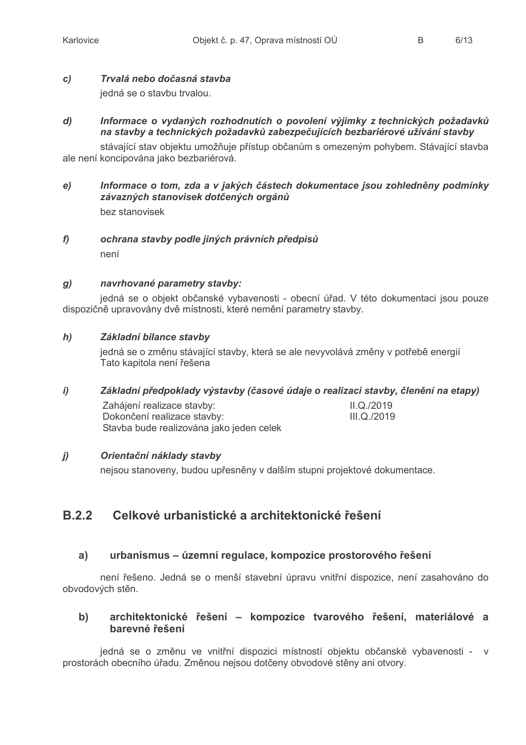*c) Trvalá nebo dočasná stavba*

jedná se o stavbu trvalou.

*d) Informace o vydaných rozhodnutích o povolení výjimky z technických požadavků na stavby a technických požadavků zabezpečujících bezbariérové užívání stavby*

stávající stav objektu umožňuje přístup občanům s omezeným pohybem. Stávající stavba ale není koncipována jako bezbariérová.

*e) Informace o tom, zda a v jakých částech dokumentace jsou zohledněny podmínky závazných stanovisek dotčených orgánů*

bez stanovisek

*f) ochrana stavby podle jiných právních předpisů*

není

*g) navrhované parametry stavby:*

jedná se o objekt občanské vybavenosti - obecní úřad. V této dokumentaci jsou pouze dispozičně upravovány dvě místnosti, které nemění parametry stavby.

*h) Základní bilance stavby*

jedná se o změnu stávající stavby, která se ale nevyvolává změny v potřebě energií
Tato kapitola není řešena

*i) Základní předpoklady výstavby (časové údaje o realizaci stavby, členění na etapy)*

| | |
|---|---|
| Zahájení realizace stavby: | II.Q./2019 |
| Dokončení realizace stavby: | III.Q./2019 |

Stavba bude realizována jako jeden celek

*j) Orientační náklady stavby*

nejsou stanoveny, budou upřesněny v dalším stupni projektové dokumentace.

## B.2.2 Celkové urbanistické a architektonické řešení

### a) urbanismus – územní regulace, kompozice prostorového řešení

není řešeno. Jedná se o menší stavební úpravu vnitřní dispozice, není zasahováno do obvodových stěn.

### b) architektonické řešení – kompozice tvarového řešení, materiálové a barevné řešení

jedná se o změnu ve vnitřní dispozici místností objektu občanské vybavenosti - v prostorách obecního úřadu. Změnou nejsou dotčeny obvodové stěny ani otvory.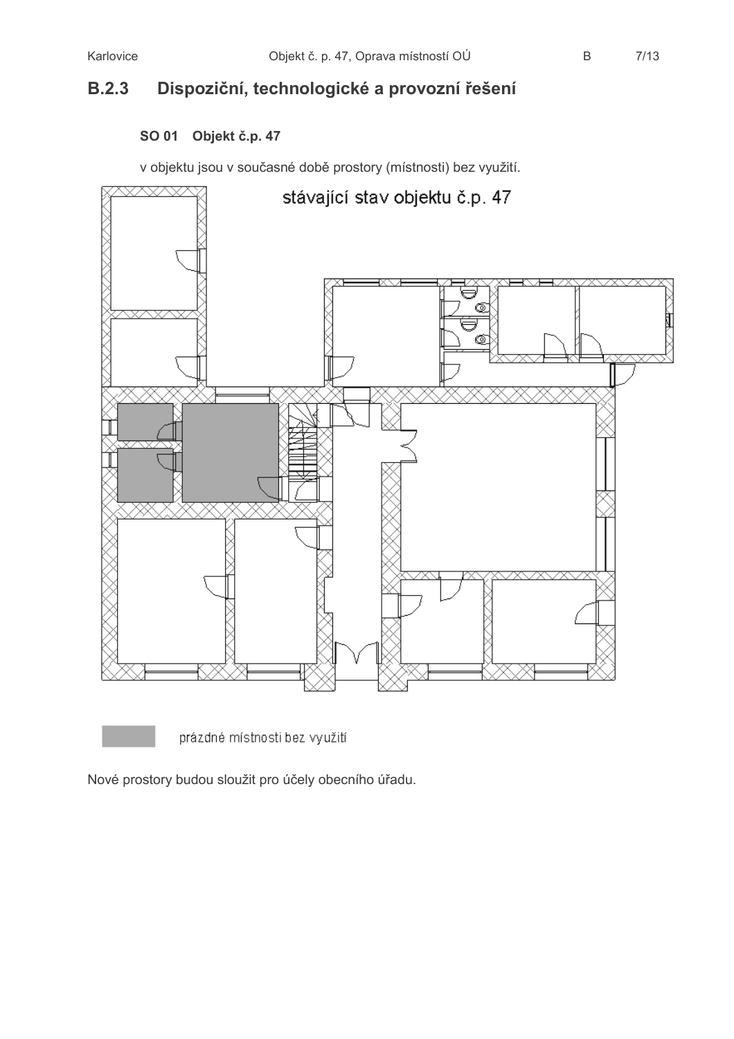## B.2.3 Dispoziční, technologické a provozní řešení

### SO 01 Objekt č.p. 47

v objektu jsou v současné době prostory (místnosti) bez využití.

stávající stav objektu č.p. 47

prázdné místnosti bez využití

Nové prostory budou sloužit pro účely obecního úřadu.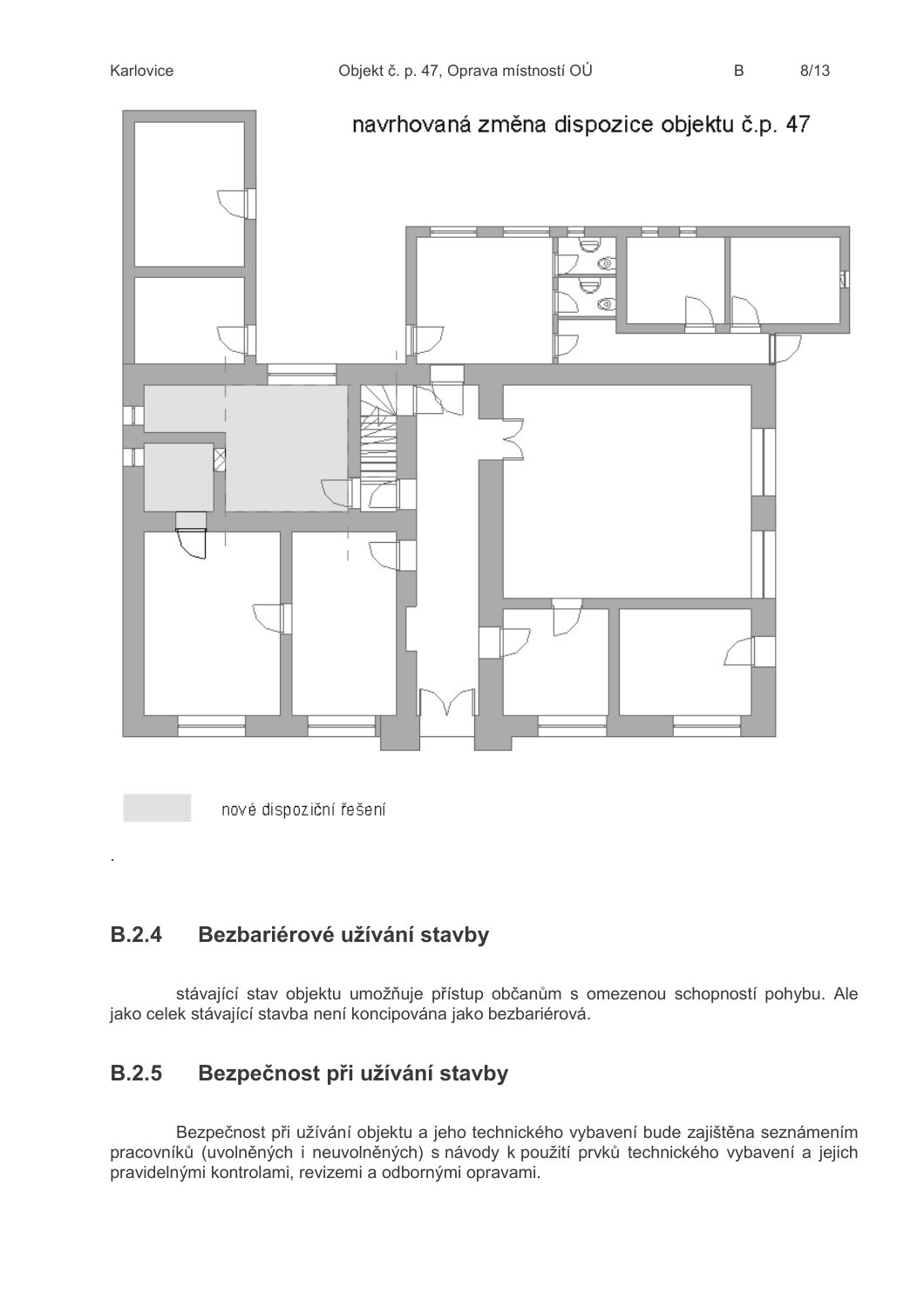navrhovaná změna dispozice objektu č.p. 47

nové dispoziční řešení

.

## B.2.4 Bezbariérové užívání stavby

stávající stav objektu umožňuje přístup občanům s omezenou schopností pohybu. Ale jako celek stávající stavba není koncipována jako bezbariérová.

## B.2.5 Bezpečnost při užívání stavby

Bezpečnost při užívání objektu a jeho technického vybavení bude zajištěna seznámením pracovníků (uvolněných i neuvolněných) s návody k použití prvků technického vybavení a jejich pravidelnými kontrolami, revizemi a odbornými opravami.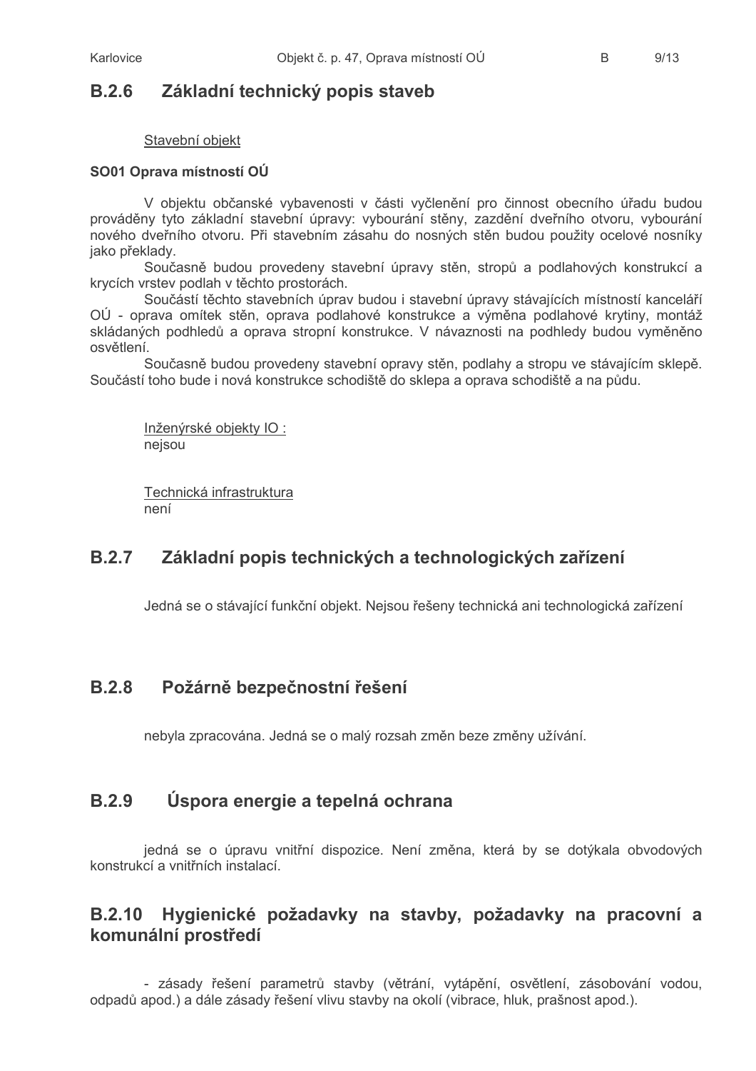## B.2.6 Základní technický popis staveb

Stavební objekt

**SO01 Oprava místností OÚ**

V objektu občanské vybavenosti v části vyčlenění pro činnost obecního úřadu budou prováděny tyto základní stavební úpravy: vybourání stěny, zazdění dveřního otvoru, vybourání nového dveřního otvoru. Při stavebním zásahu do nosných stěn budou použity ocelové nosníky jako překlady.

Současně budou provedeny stavební úpravy stěn, stropů a podlahových konstrukcí a krycích vrstev podlah v těchto prostorách.

Součástí těchto stavebních úprav budou i stavební úpravy stávajících místností kanceláří OÚ - oprava omítek stěn, oprava podlahové konstrukce a výměna podlahové krytiny, montáž skládaných podhledů a oprava stropní konstrukce. V návaznosti na podhledy budou vyměněno osvětlení.

Současně budou provedeny stavební opravy stěn, podlahy a stropu ve stávajícím sklepě. Součástí toho bude i nová konstrukce schodiště do sklepa a oprava schodiště a na půdu.

Inženýrské objekty IO :
nejsou

Technická infrastruktura
není

## B.2.7 Základní popis technických a technologických zařízení

Jedná se o stávající funkční objekt. Nejsou řešeny technická ani technologická zařízení

## B.2.8 Požárně bezpečnostní řešení

nebyla zpracována. Jedná se o malý rozsah změn beze změny užívání.

## B.2.9 Úspora energie a tepelná ochrana

jedná se o úpravu vnitřní dispozice. Není změna, která by se dotýkala obvodových konstrukcí a vnitřních instalací.

## B.2.10 Hygienické požadavky na stavby, požadavky na pracovní a komunální prostředí

- zásady řešení parametrů stavby (větrání, vytápění, osvětlení, zásobování vodou, odpadů apod.) a dále zásady řešení vlivu stavby na okolí (vibrace, hluk, prašnost apod.).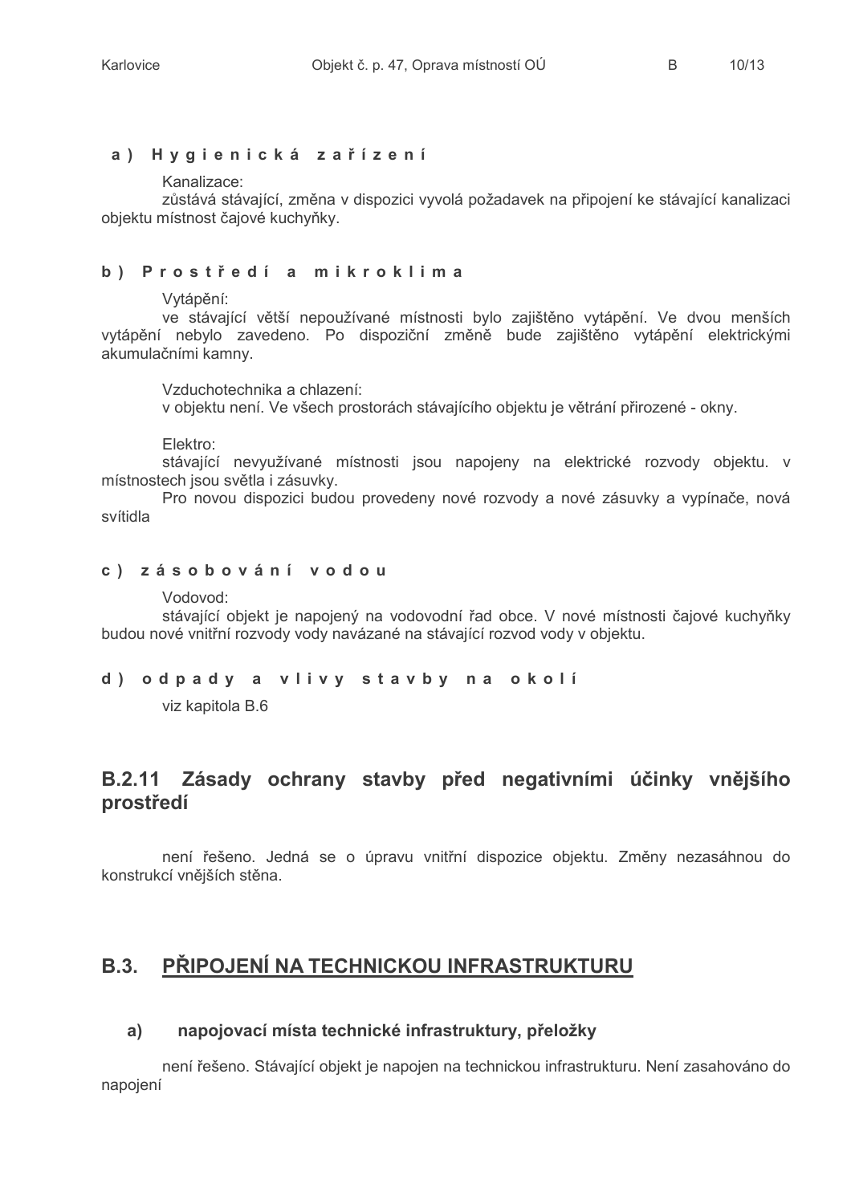#### a) Hygienická zařízení

Kanalizace:

zůstává stávající, změna v dispozici vyvolá požadavek na připojení ke stávající kanalizaci objektu místnost čajové kuchyňky.

#### b) Prostředí a mikroklima

Vytápění:

ve stávající větší nepoužívané místnosti bylo zajištěno vytápění. Ve dvou menších vytápění nebylo zavedeno. Po dispoziční změně bude zajištěno vytápění elektrickými akumulačními kamny.

Vzduchotechnika a chlazení:

v objektu není. Ve všech prostorách stávajícího objektu je větrání přirozené - okny.

Elektro:

stávající nevyužívané místnosti jsou napojeny na elektrické rozvody objektu. v místnostech jsou světla i zásuvky.

Pro novou dispozici budou provedeny nové rozvody a nové zásuvky a vypínače, nová svítidla

#### c) zásobování vodou

Vodovod:

stávající objekt je napojený na vodovodní řad obce. V nové místnosti čajové kuchyňky budou nové vnitřní rozvody vody navázané na stávající rozvod vody v objektu.

#### d) odpady a vlivy stavby na okolí

viz kapitola B.6

## B.2.11 Zásady ochrany stavby před negativními účinky vnějšího prostředí

není řešeno. Jedná se o úpravu vnitřní dispozice objektu. Změny nezasáhnou do konstrukcí vnějších stěna.

## B.3. PŘIPOJENÍ NA TECHNICKOU INFRASTRUKTURU

### a) napojovací místa technické infrastruktury, přeložky

není řešeno. Stávající objekt je napojen na technickou infrastrukturu. Není zasahováno do napojení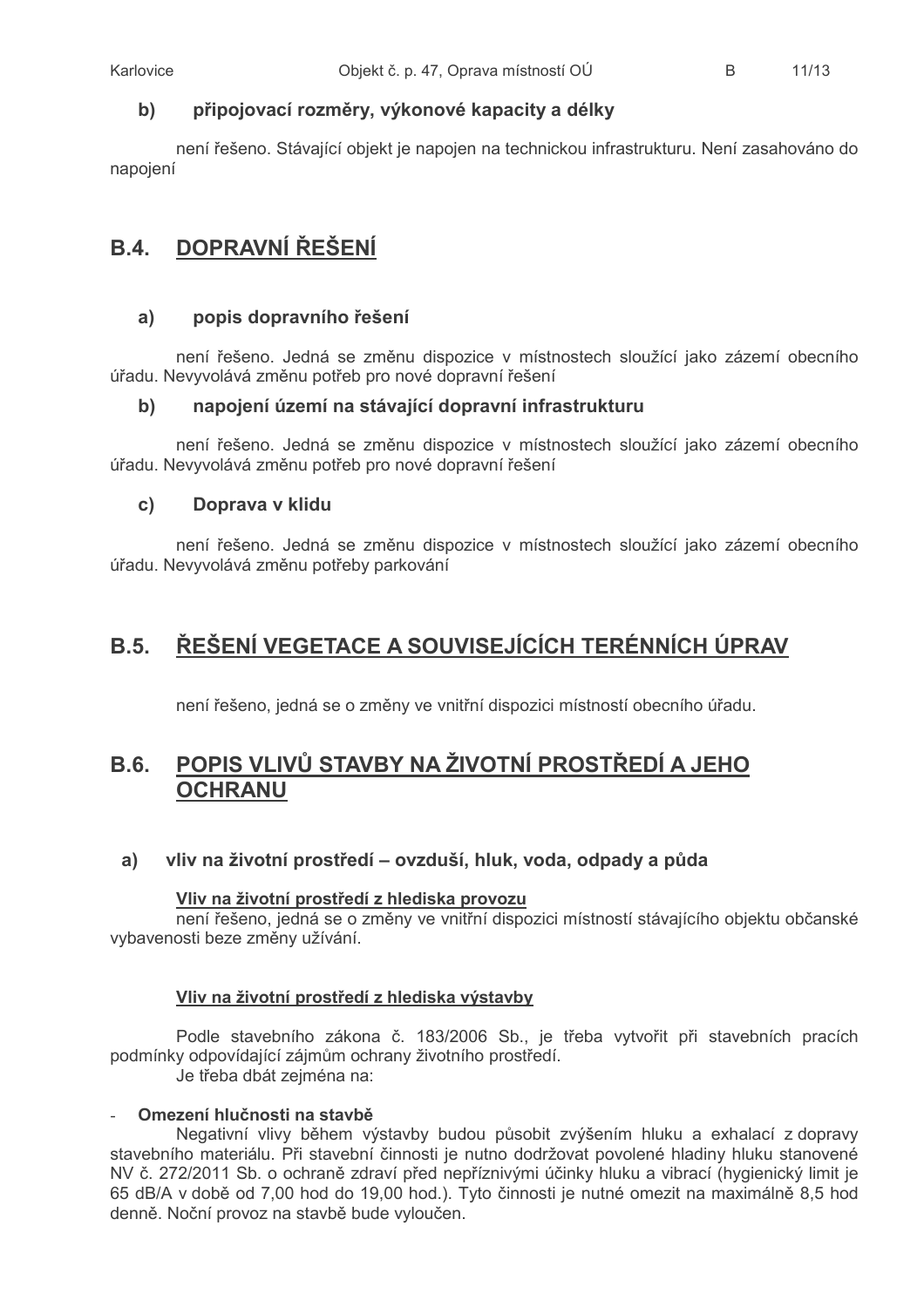### b) připojovací rozměry, výkonové kapacity a délky

není řešeno. Stávající objekt je napojen na technickou infrastrukturu. Není zasahováno do napojení

## B.4. DOPRAVNÍ ŘEŠENÍ

### a) popis dopravního řešení

není řešeno. Jedná se změnu dispozice v místnostech sloužící jako zázemí obecního úřadu. Nevyvolává změnu potřeb pro nové dopravní řešení

### b) napojení území na stávající dopravní infrastrukturu

není řešeno. Jedná se změnu dispozice v místnostech sloužící jako zázemí obecního úřadu. Nevyvolává změnu potřeb pro nové dopravní řešení

### c) Doprava v klidu

není řešeno. Jedná se změnu dispozice v místnostech sloužící jako zázemí obecního úřadu. Nevyvolává změnu potřeby parkování

## B.5. ŘEŠENÍ VEGETACE A SOUVISEJÍCÍCH TERÉNNÍCH ÚPRAV

není řešeno, jedná se o změny ve vnitřní dispozici místností obecního úřadu.

## B.6. POPIS VLIVŮ STAVBY NA ŽIVOTNÍ PROSTŘEDÍ A JEHO OCHRANU

### a) vliv na životní prostředí – ovzduší, hluk, voda, odpady a půda

**Vliv na životní prostředí z hlediska provozu**

není řešeno, jedná se o změny ve vnitřní dispozici místností stávajícího objektu občanské vybavenosti beze změny užívání.

**Vliv na životní prostředí z hlediska výstavby**

Podle stavebního zákona č. 183/2006 Sb., je třeba vytvořit při stavebních pracích podmínky odpovídající zájmům ochrany životního prostředí.

Je třeba dbát zejména na:

- **Omezení hlučnosti na stavbě**

  Negativní vlivy během výstavby budou působit zvýšením hluku a exhalací z dopravy stavebního materiálu. Při stavební činnosti je nutno dodržovat povolené hladiny hluku stanovené NV č. 272/2011 Sb. o ochraně zdraví před nepříznivými účinky hluku a vibrací (hygienický limit je 65 dB/A v době od 7,00 hod do 19,00 hod.). Tyto činnosti je nutné omezit na maximálně 8,5 hod denně. Noční provoz na stavbě bude vyloučen.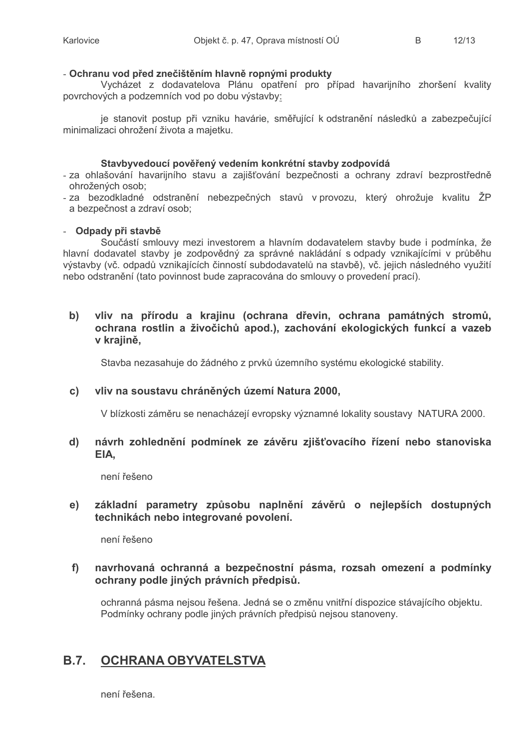- **Ochranu vod před znečištěním hlavně ropnými produkty**

Vycházet z dodavatelova Plánu opatření pro případ havarijního zhoršení kvality povrchových a podzemních vod po dobu výstavby:

je stanovit postup při vzniku havárie, směřující k odstranění následků a zabezpečující minimalizaci ohrožení života a majetku.

**Stavbyvedoucí pověřený vedením konkrétní stavby zodpovídá**

- za ohlašování havarijního stavu a zajišťování bezpečnosti a ochrany zdraví bezprostředně ohrožených osob;
- za bezodkladné odstranění nebezpečných stavů v provozu, který ohrožuje kvalitu ŽP a bezpečnost a zdraví osob;

- **Odpady při stavbě**

Součástí smlouvy mezi investorem a hlavním dodavatelem stavby bude i podmínka, že hlavní dodavatel stavby je zodpovědný za správné nakládání s odpady vznikajícími v průběhu výstavby (vč. odpadů vznikajících činností subdodavatelů na stavbě), vč. jejich následného využití nebo odstranění (tato povinnost bude zapracována do smlouvy o provedení prací).

**b) vliv na přírodu a krajinu (ochrana dřevin, ochrana památných stromů, ochrana rostlin a živočichů apod.), zachování ekologických funkcí a vazeb v krajině,**

Stavba nezasahuje do žádného z prvků územního systému ekologické stability.

**c) vliv na soustavu chráněných území Natura 2000,**

V blízkosti záměru se nenacházejí evropsky významné lokality soustavy NATURA 2000.

**d) návrh zohlednění podmínek ze závěru zjišťovacího řízení nebo stanoviska EIA,**

není řešeno

**e) základní parametry způsobu naplnění závěrů o nejlepších dostupných technikách nebo integrované povolení.**

není řešeno

**f) navrhovaná ochranná a bezpečnostní pásma, rozsah omezení a podmínky ochrany podle jiných právních předpisů.**

ochranná pásma nejsou řešena. Jedná se o změnu vnitřní dispozice stávajícího objektu. Podmínky ochrany podle jiných právních předpisů nejsou stanoveny.

## B.7. OCHRANA OBYVATELSTVA

není řešena.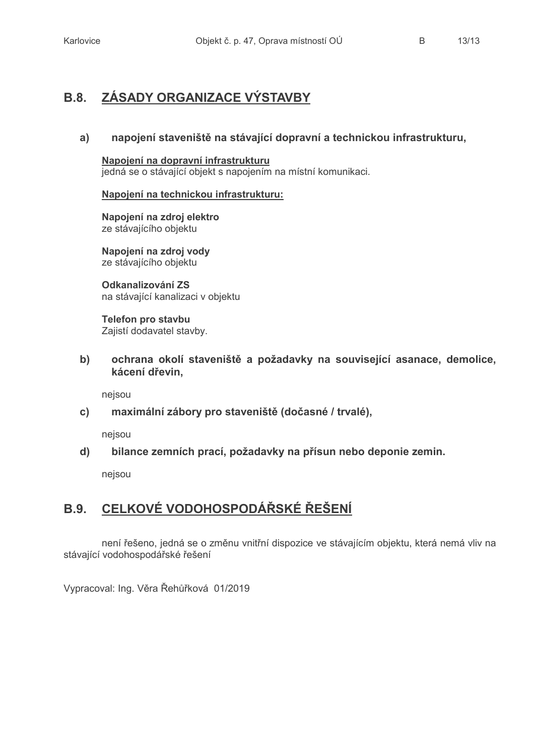## B.8. ZÁSADY ORGANIZACE VÝSTAVBY

**a) napojení staveniště na stávající dopravní a technickou infrastrukturu,**

**Napojení na dopravní infrastrukturu**
jedná se o stávající objekt s napojením na místní komunikaci.

**Napojení na technickou infrastrukturu:**

**Napojení na zdroj elektro**
ze stávajícího objektu

**Napojení na zdroj vody**
ze stávajícího objektu

**Odkanalizování ZS**
na stávající kanalizaci v objektu

**Telefon pro stavbu**
Zajistí dodavatel stavby.

**b) ochrana okolí staveniště a požadavky na související asanace, demolice, kácení dřevin,**

nejsou

**c) maximální zábory pro staveniště (dočasné / trvalé),**

nejsou

**d) bilance zemních prací, požadavky na přísun nebo deponie zemin.**

nejsou

## B.9. CELKOVÉ VODOHOSPODÁŘSKÉ ŘEŠENÍ

není řešeno, jedná se o změnu vnitřní dispozice ve stávajícím objektu, která nemá vliv na stávající vodohospodářské řešení

Vypracoval: Ing. Věra Řehůřková 01/2019